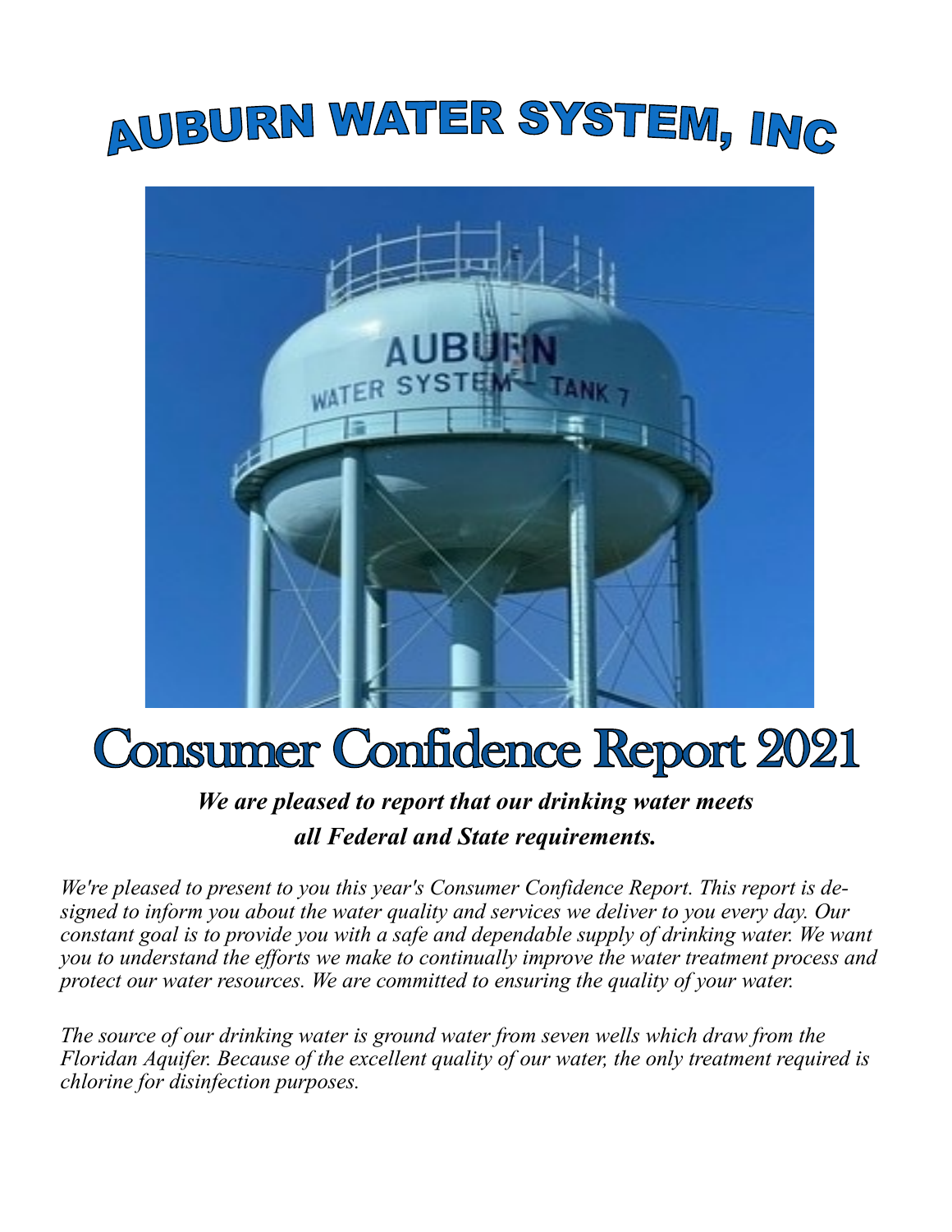# AUBURN WATER SYSTEM, INC

# Consumer Confidence Report 2021

***We are pleased to report that our drinking water meets all Federal and State requirements.***

*We're pleased to present to you this year's Consumer Confidence Report. This report is designed to inform you about the water quality and services we deliver to you every day. Our constant goal is to provide you with a safe and dependable supply of drinking water. We want you to understand the efforts we make to continually improve the water treatment process and protect our water resources. We are committed to ensuring the quality of your water.*

*The source of our drinking water is ground water from seven wells which draw from the Floridan Aquifer. Because of the excellent quality of our water, the only treatment required is chlorine for disinfection purposes.*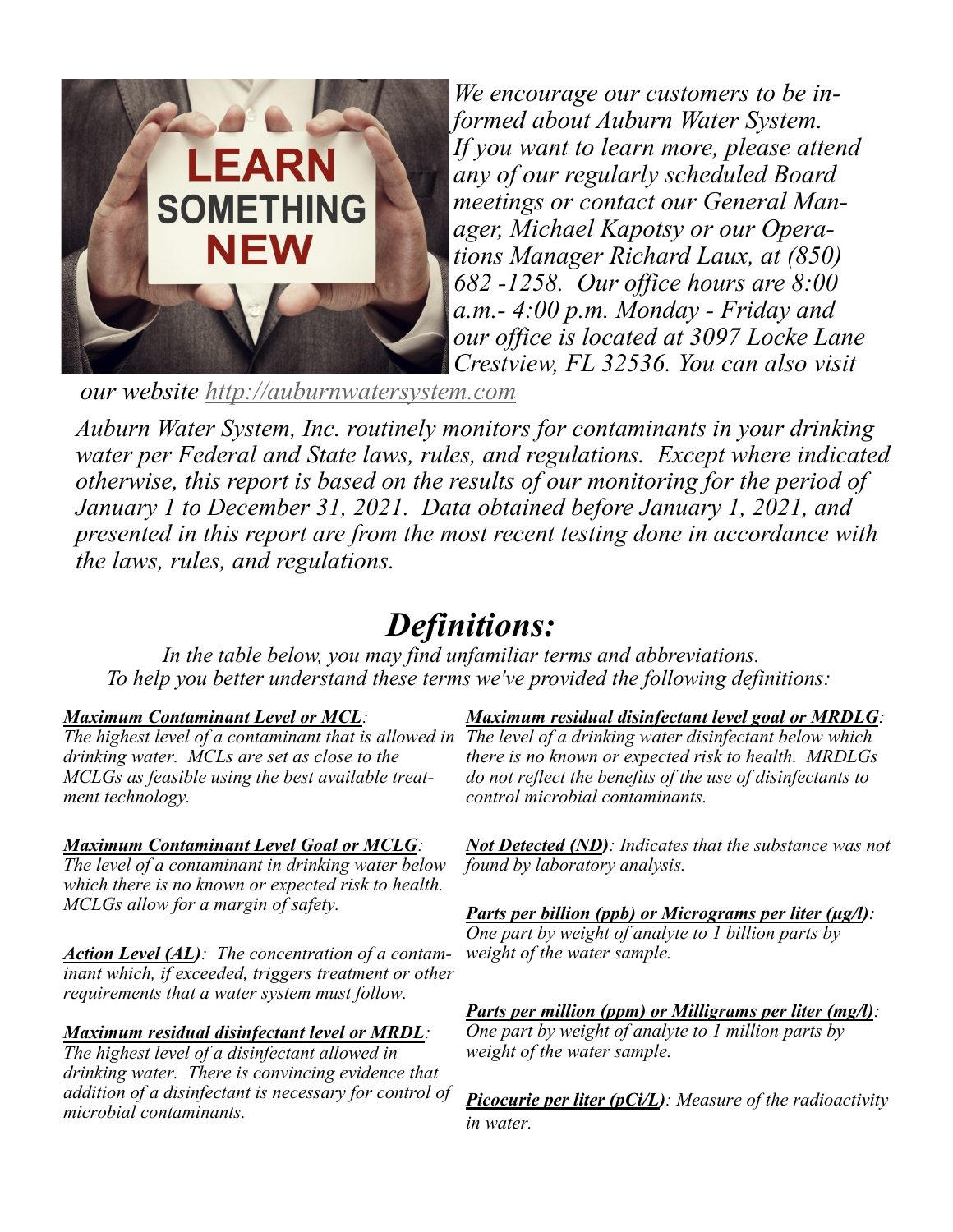*We encourage our customers to be informed about Auburn Water System. If you want to learn more, please attend any of our regularly scheduled Board meetings or contact our General Manager, Michael Kapotsy or our Operations Manager Richard Laux, at (850) 682 -1258. Our office hours are 8:00 a.m.- 4:00 p.m. Monday - Friday and our office is located at 3097 Locke Lane Crestview, FL 32536. You can also visit our website [http://auburnwatersystem.com](http://auburnwatersystem.com)*

*Auburn Water System, Inc. routinely monitors for contaminants in your drinking water per Federal and State laws, rules, and regulations. Except where indicated otherwise, this report is based on the results of our monitoring for the period of January 1 to December 31, 2021. Data obtained before January 1, 2021, and presented in this report are from the most recent testing done in accordance with the laws, rules, and regulations.*

# *Definitions:*

*In the table below, you may find unfamiliar terms and abbreviations. To help you better understand these terms we've provided the following definitions:*

***Maximum Contaminant Level or MCL**: The highest level of a contaminant that is allowed in drinking water. MCLs are set as close to the MCLGs as feasible using the best available treatment technology.*

***Maximum Contaminant Level Goal or MCLG**: The level of a contaminant in drinking water below which there is no known or expected risk to health. MCLGs allow for a margin of safety.*

***Action Level (AL)**: The concentration of a contaminant which, if exceeded, triggers treatment or other requirements that a water system must follow.*

***Maximum residual disinfectant level or MRDL**: The highest level of a disinfectant allowed in drinking water. There is convincing evidence that addition of a disinfectant is necessary for control of microbial contaminants.*

***Maximum residual disinfectant level goal or MRDLG**: The level of a drinking water disinfectant below which there is no known or expected risk to health. MRDLGs do not reflect the benefits of the use of disinfectants to control microbial contaminants.*

***Not Detected (ND)**: Indicates that the substance was not found by laboratory analysis.*

***Parts per billion (ppb) or Micrograms per liter (μg/l)**: One part by weight of analyte to 1 billion parts by weight of the water sample.*

***Parts per million (ppm) or Milligrams per liter (mg/l)**: One part by weight of analyte to 1 million parts by weight of the water sample.*

***Picocurie per liter (pCi/L)**: Measure of the radioactivity in water.*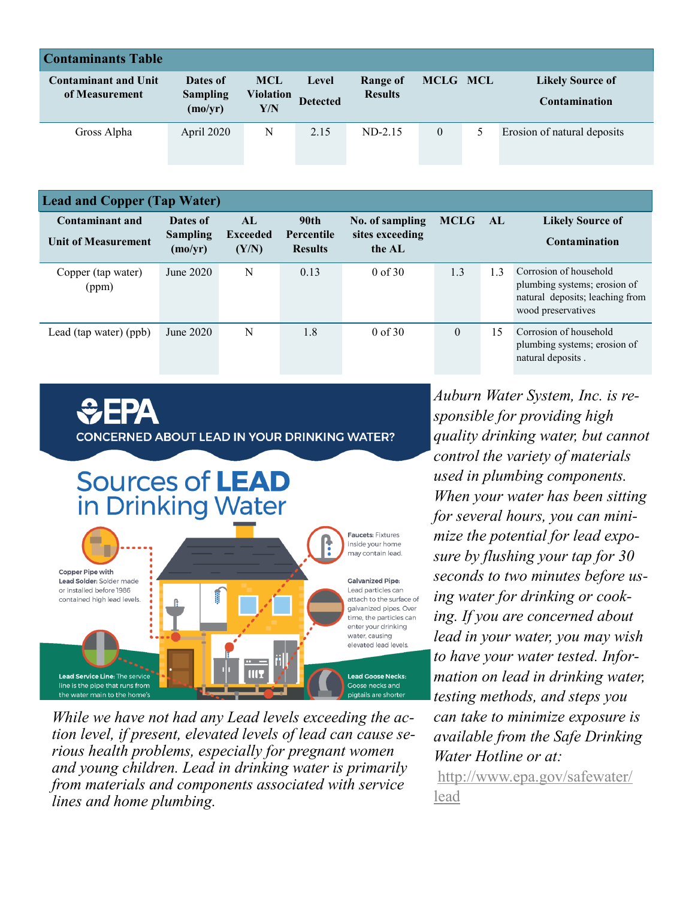## Contaminants Table

| Contaminant and Unit of Measurement | Dates of Sampling (mo/yr) | MCL Violation Y/N | Level Detected | Range of Results | MCLG | MCL | Likely Source of Contamination |
|---|---|---|---|---|---|---|---|
| Gross Alpha | April 2020 | N | 2.15 | ND-2.15 | 0 | 5 | Erosion of natural deposits |

## Lead and Copper (Tap Water)

| Contaminant and Unit of Measurement | Dates of Sampling (mo/yr) | AL Exceeded (Y/N) | 90th Percentile Results | No. of sampling sites exceeding the AL | MCLG | AL | Likely Source of Contamination |
|---|---|---|---|---|---|---|---|
| Copper (tap water) (ppm) | June 2020 | N | 0.13 | 0 of 30 | 1.3 | 1.3 | Corrosion of household plumbing systems; erosion of natural deposits; leaching from wood preservatives |
| Lead (tap water) (ppb) | June 2020 | N | 1.8 | 0 of 30 | 0 | 15 | Corrosion of household plumbing systems; erosion of natural deposits . |

EPA

CONCERNED ABOUT LEAD IN YOUR DRINKING WATER?

# Sources of **LEAD** in Drinking Water

**Copper Pipe with Lead Solder:** Solder made or installed before 1986 contained high lead levels.

**Faucets:** Fixtures inside your home may contain lead.

**Galvanized Pipe:** Lead particles can attach to the surface of galvanized pipes. Over time, the particles can enter your drinking water, causing elevated lead levels.

**Lead Service Line:** The service line is the pipe that runs from the water main to the home's

**Lead Goose Necks:** Goose necks and pigtails are shorter

*While we have not had any Lead levels exceeding the action level, if present, elevated levels of lead can cause serious health problems, especially for pregnant women and young children. Lead in drinking water is primarily from materials and components associated with service lines and home plumbing.*

*Auburn Water System, Inc. is responsible for providing high quality drinking water, but cannot control the variety of materials used in plumbing components. When your water has been sitting for several hours, you can minimize the potential for lead exposure by flushing your tap for 30 seconds to two minutes before using water for drinking or cooking. If you are concerned about lead in your water, you may wish to have your water tested. Information on lead in drinking water, testing methods, and steps you can take to minimize exposure is available from the Safe Drinking Water Hotline or at:*

http://www.epa.gov/safewater/lead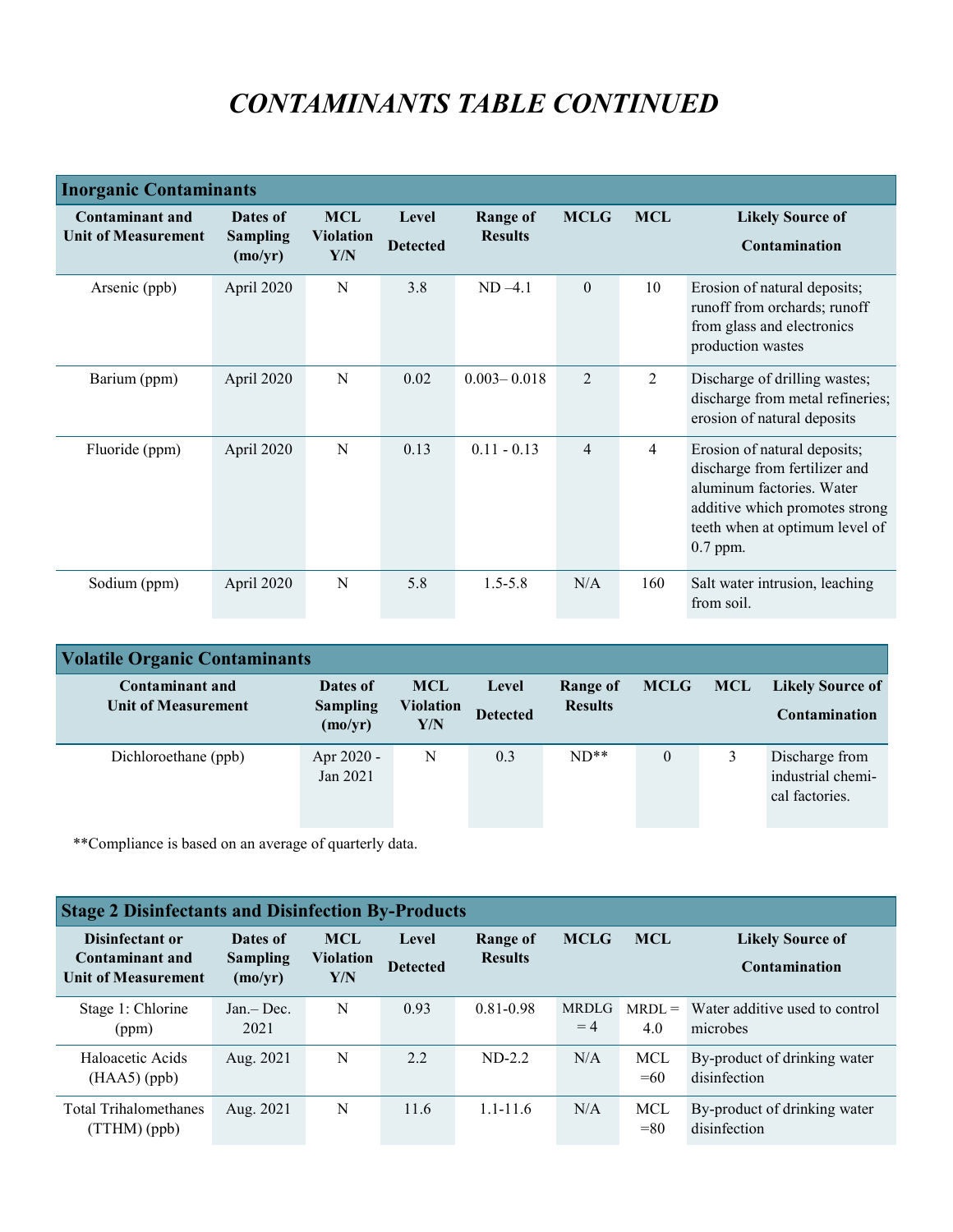# *CONTAMINANTS TABLE CONTINUED*

| Inorganic Contaminants | | | | | | | |
|---|---|---|---|---|---|---|---|
| **Contaminant and Unit of Measurement** | **Dates of Sampling (mo/yr)** | **MCL Violation Y/N** | **Level Detected** | **Range of Results** | **MCLG** | **MCL** | **Likely Source of Contamination** |
| Arsenic (ppb) | April 2020 | N | 3.8 | ND –4.1 | 0 | 10 | Erosion of natural deposits; runoff from orchards; runoff from glass and electronics production wastes |
| Barium (ppm) | April 2020 | N | 0.02 | 0.003– 0.018 | 2 | 2 | Discharge of drilling wastes; discharge from metal refineries; erosion of natural deposits |
| Fluoride (ppm) | April 2020 | N | 0.13 | 0.11 - 0.13 | 4 | 4 | Erosion of natural deposits; discharge from fertilizer and aluminum factories. Water additive which promotes strong teeth when at optimum level of 0.7 ppm. |
| Sodium (ppm) | April 2020 | N | 5.8 | 1.5-5.8 | N/A | 160 | Salt water intrusion, leaching from soil. |

| Volatile Organic Contaminants | | | | | | | |
|---|---|---|---|---|---|---|---|
| **Contaminant and Unit of Measurement** | **Dates of Sampling (mo/yr)** | **MCL Violation Y/N** | **Level Detected** | **Range of Results** | **MCLG** | **MCL** | **Likely Source of Contamination** |
| Dichloroethane (ppb) | Apr 2020 - Jan 2021 | N | 0.3 | ND** | 0 | 3 | Discharge from industrial chemical factories. |

**Compliance is based on an average of quarterly data.

| Stage 2 Disinfectants and Disinfection By-Products | | | | | | | |
|---|---|---|---|---|---|---|---|
| **Disinfectant or Contaminant and Unit of Measurement** | **Dates of Sampling (mo/yr)** | **MCL Violation Y/N** | **Level Detected** | **Range of Results** | **MCLG** | **MCL** | **Likely Source of Contamination** |
| Stage 1: Chlorine (ppm) | Jan.– Dec. 2021 | N | 0.93 | 0.81-0.98 | MRDLG = 4 | MRDL = 4.0 | Water additive used to control microbes |
| Haloacetic Acids (HAA5) (ppb) | Aug. 2021 | N | 2.2 | ND-2.2 | N/A | MCL =60 | By-product of drinking water disinfection |
| Total Trihalomethanes (TTHM) (ppb) | Aug. 2021 | N | 11.6 | 1.1-11.6 | N/A | MCL =80 | By-product of drinking water disinfection |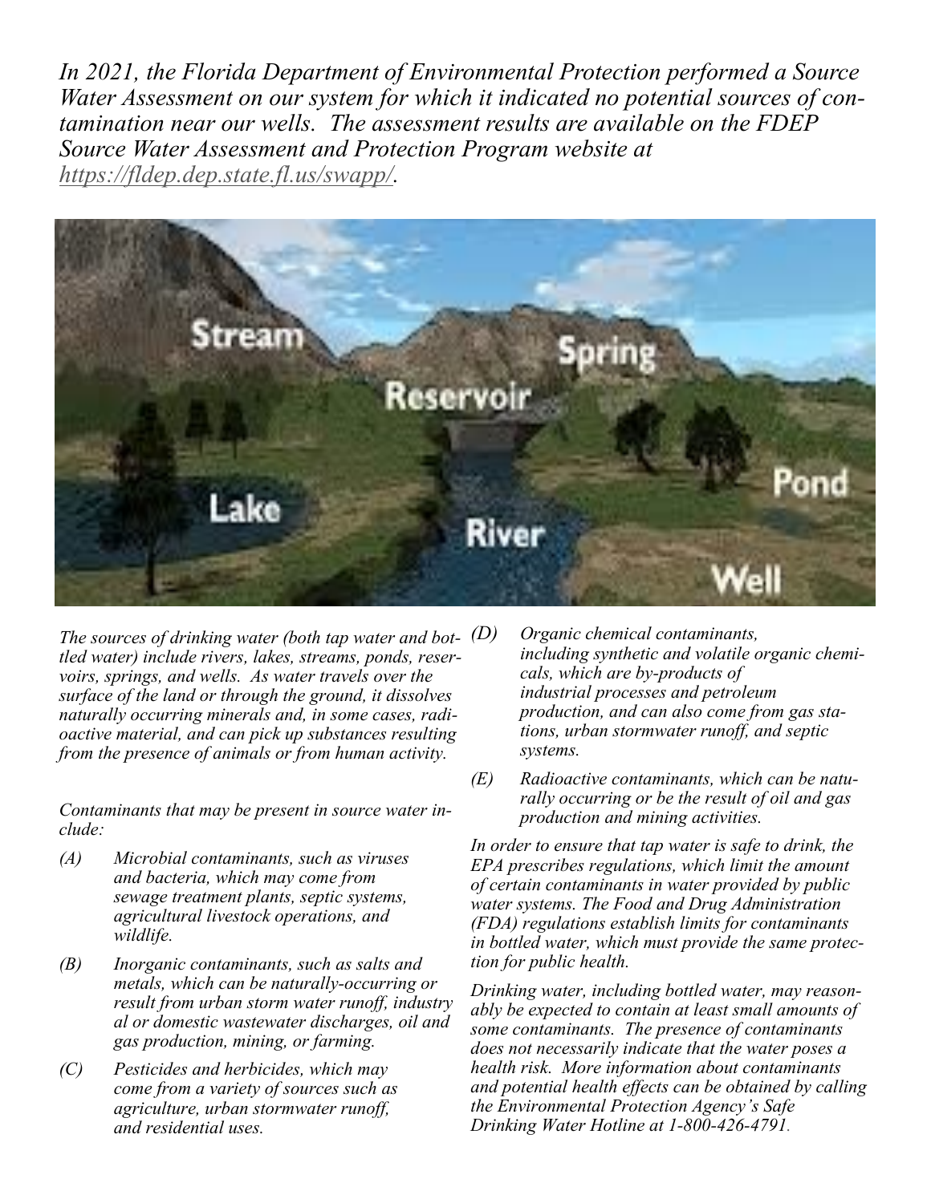*In 2021, the Florida Department of Environmental Protection performed a Source Water Assessment on our system for which it indicated no potential sources of contamination near our wells. The assessment results are available on the FDEP Source Water Assessment and Protection Program website at https://fldep.dep.state.fl.us/swapp/.*

*The sources of drinking water (both tap water and bottled water) include rivers, lakes, streams, ponds, reservoirs, springs, and wells. As water travels over the surface of the land or through the ground, it dissolves naturally occurring minerals and, in some cases, radioactive material, and can pick up substances resulting from the presence of animals or from human activity.*

*Contaminants that may be present in source water include:*

*(A) Microbial contaminants, such as viruses and bacteria, which may come from sewage treatment plants, septic systems, agricultural livestock operations, and wildlife.*

*(B) Inorganic contaminants, such as salts and metals, which can be naturally-occurring or result from urban storm water runoff, industrial or domestic wastewater discharges, oil and gas production, mining, or farming.*

*(C) Pesticides and herbicides, which may come from a variety of sources such as agriculture, urban stormwater runoff, and residential uses.*

*(D) Organic chemical contaminants, including synthetic and volatile organic chemicals, which are by-products of industrial processes and petroleum production, and can also come from gas stations, urban stormwater runoff, and septic systems.*

*(E) Radioactive contaminants, which can be naturally occurring or be the result of oil and gas production and mining activities.*

*In order to ensure that tap water is safe to drink, the EPA prescribes regulations, which limit the amount of certain contaminants in water provided by public water systems. The Food and Drug Administration (FDA) regulations establish limits for contaminants in bottled water, which must provide the same protection for public health.*

*Drinking water, including bottled water, may reasonably be expected to contain at least small amounts of some contaminants. The presence of contaminants does not necessarily indicate that the water poses a health risk. More information about contaminants and potential health effects can be obtained by calling the Environmental Protection Agency's Safe Drinking Water Hotline at 1-800-426-4791.*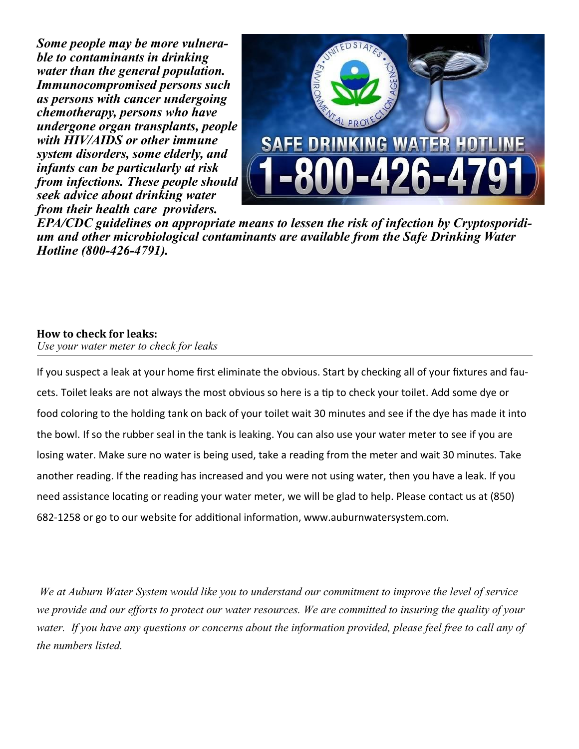***Some people may be more vulnerable to contaminants in drinking water than the general population. Immunocompromised persons such as persons with cancer undergoing chemotherapy, persons who have undergone organ transplants, people with HIV/AIDS or other immune system disorders, some elderly, and infants can be particularly at risk from infections. These people should seek advice about drinking water from their health care providers. EPA/CDC guidelines on appropriate means to lessen the risk of infection by Cryptosporidium and other microbiological contaminants are available from the Safe Drinking Water Hotline (800-426-4791).***

SAFE DRINKING WATER HOTLINE

1-800-426-4791

**How to check for leaks:**

*Use your water meter to check for leaks*

---

If you suspect a leak at your home first eliminate the obvious. Start by checking all of your fixtures and faucets. Toilet leaks are not always the most obvious so here is a tip to check your toilet. Add some dye or food coloring to the holding tank on back of your toilet wait 30 minutes and see if the dye has made it into the bowl. If so the rubber seal in the tank is leaking. You can also use your water meter to see if you are losing water. Make sure no water is being used, take a reading from the meter and wait 30 minutes. Take another reading. If the reading has increased and you were not using water, then you have a leak. If you need assistance locating or reading your water meter, we will be glad to help. Please contact us at (850) 682-1258 or go to our website for additional information, www.auburnwatersystem.com.

*We at Auburn Water System would like you to understand our commitment to improve the level of service we provide and our efforts to protect our water resources. We are committed to insuring the quality of your water. If you have any questions or concerns about the information provided, please feel free to call any of the numbers listed.*